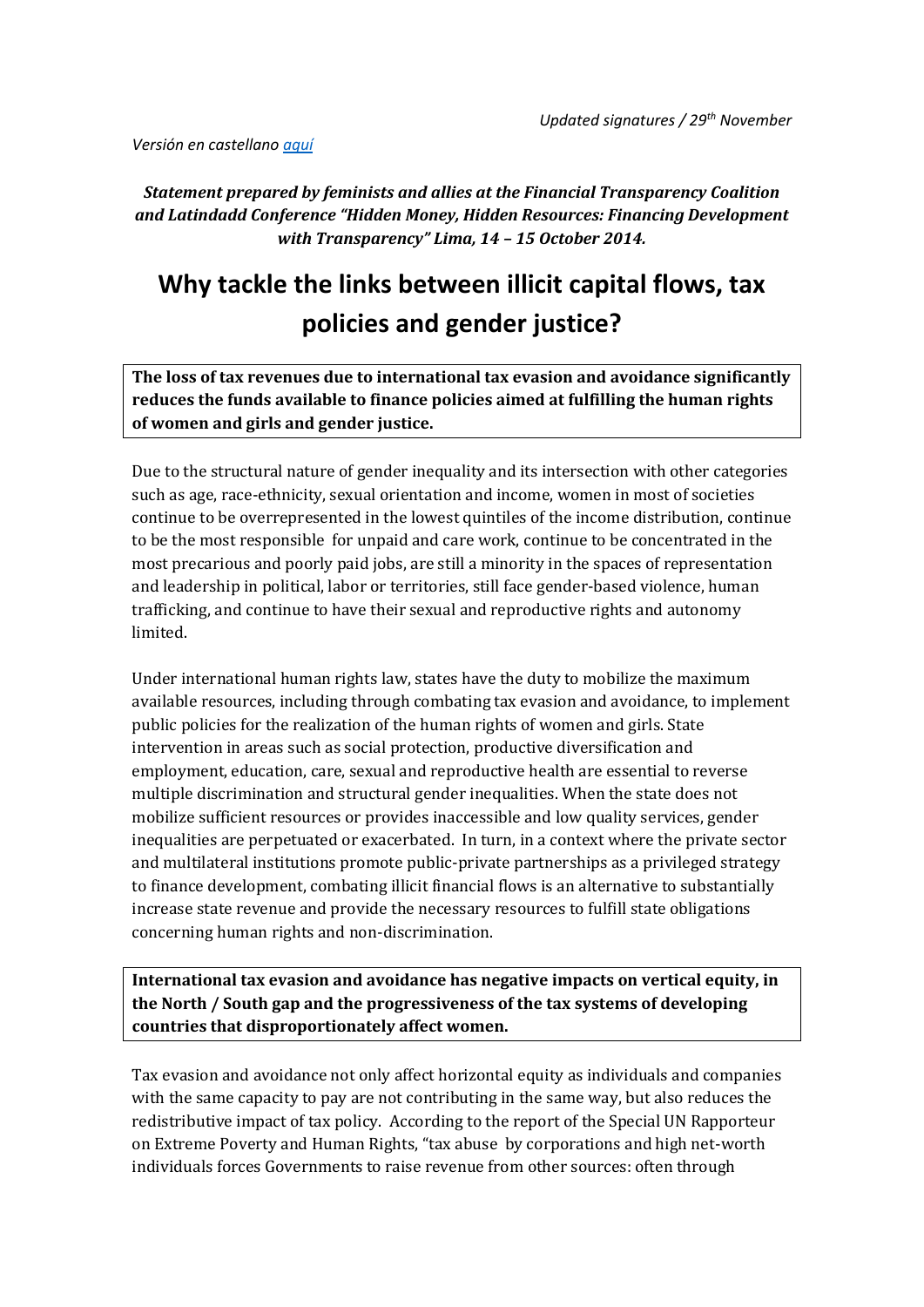*Updated signatures / 29th November*

*Versión en castellano [aquí]()*

***Statement prepared by feminists and allies at the Financial Transparency Coalition and Latindadd Conference "Hidden Money, Hidden Resources: Financing Development with Transparency" Lima, 14 – 15 October 2014.***

# Why tackle the links between illicit capital flows, tax policies and gender justice?

**The loss of tax revenues due to international tax evasion and avoidance significantly reduces the funds available to finance policies aimed at fulfilling the human rights of women and girls and gender justice.**

Due to the structural nature of gender inequality and its intersection with other categories such as age, race-ethnicity, sexual orientation and income, women in most of societies continue to be overrepresented in the lowest quintiles of the income distribution, continue to be the most responsible for unpaid and care work, continue to be concentrated in the most precarious and poorly paid jobs, are still a minority in the spaces of representation and leadership in political, labor or territories, still face gender-based violence, human trafficking, and continue to have their sexual and reproductive rights and autonomy limited.

Under international human rights law, states have the duty to mobilize the maximum available resources, including through combating tax evasion and avoidance, to implement public policies for the realization of the human rights of women and girls. State intervention in areas such as social protection, productive diversification and employment, education, care, sexual and reproductive health are essential to reverse multiple discrimination and structural gender inequalities. When the state does not mobilize sufficient resources or provides inaccessible and low quality services, gender inequalities are perpetuated or exacerbated. In turn, in a context where the private sector and multilateral institutions promote public-private partnerships as a privileged strategy to finance development, combating illicit financial flows is an alternative to substantially increase state revenue and provide the necessary resources to fulfill state obligations concerning human rights and non-discrimination.

**International tax evasion and avoidance has negative impacts on vertical equity, in the North / South gap and the progressiveness of the tax systems of developing countries that disproportionately affect women.**

Tax evasion and avoidance not only affect horizontal equity as individuals and companies with the same capacity to pay are not contributing in the same way, but also reduces the redistributive impact of tax policy. According to the report of the Special UN Rapporteur on Extreme Poverty and Human Rights, "tax abuse by corporations and high net-worth individuals forces Governments to raise revenue from other sources: often through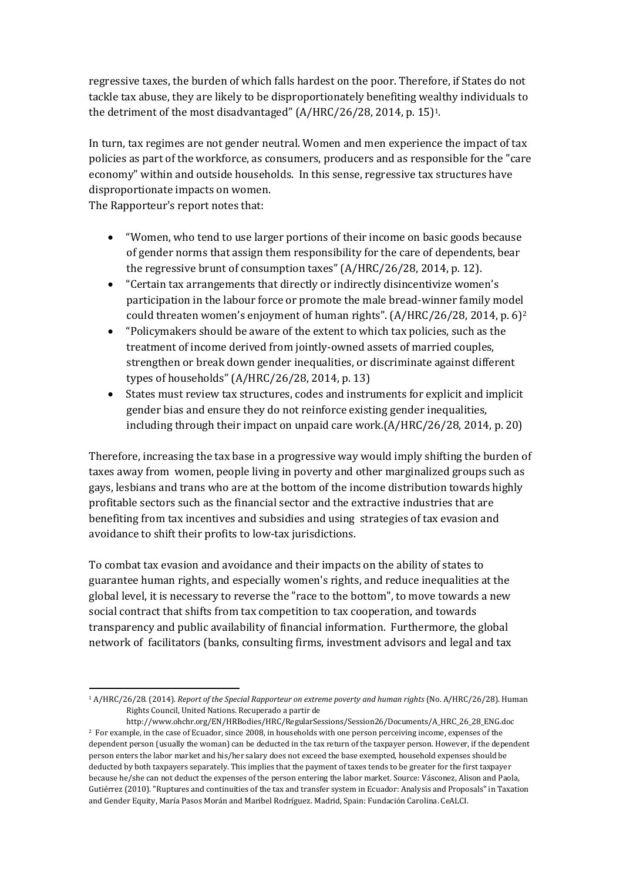regressive taxes, the burden of which falls hardest on the poor. Therefore, if States do not tackle tax abuse, they are likely to be disproportionately benefiting wealthy individuals to the detriment of the most disadvantaged" (A/HRC/26/28, 2014, p. 15)[1].

In turn, tax regimes are not gender neutral. Women and men experience the impact of tax policies as part of the workforce, as consumers, producers and as responsible for the "care economy" within and outside households. In this sense, regressive tax structures have disproportionate impacts on women.

The Rapporteur's report notes that:

- "Women, who tend to use larger portions of their income on basic goods because of gender norms that assign them responsibility for the care of dependents, bear the regressive brunt of consumption taxes" (A/HRC/26/28, 2014, p. 12).
- "Certain tax arrangements that directly or indirectly disincentivize women's participation in the labour force or promote the male bread-winner family model could threaten women's enjoyment of human rights". (A/HRC/26/28, 2014, p. 6)[2]
- "Policymakers should be aware of the extent to which tax policies, such as the treatment of income derived from jointly-owned assets of married couples, strengthen or break down gender inequalities, or discriminate against different types of households" (A/HRC/26/28, 2014, p. 13)
- States must review tax structures, codes and instruments for explicit and implicit gender bias and ensure they do not reinforce existing gender inequalities, including through their impact on unpaid care work.(A/HRC/26/28, 2014, p. 20)

Therefore, increasing the tax base in a progressive way would imply shifting the burden of taxes away from women, people living in poverty and other marginalized groups such as gays, lesbians and trans who are at the bottom of the income distribution towards highly profitable sectors such as the financial sector and the extractive industries that are benefiting from tax incentives and subsidies and using strategies of tax evasion and avoidance to shift their profits to low-tax jurisdictions.

To combat tax evasion and avoidance and their impacts on the ability of states to guarantee human rights, and especially women's rights, and reduce inequalities at the global level, it is necessary to reverse the "race to the bottom", to move towards a new social contract that shifts from tax competition to tax cooperation, and towards transparency and public availability of financial information. Furthermore, the global network of facilitators (banks, consulting firms, investment advisors and legal and tax

---

[1] A/HRC/26/28. (2014). *Report of the Special Rapporteur on extreme poverty and human rights* (No. A/HRC/26/28). Human Rights Council, United Nations. Recuperado a partir de http://www.ohchr.org/EN/HRBodies/HRC/RegularSessions/Session26/Documents/A_HRC_26_28_ENG.doc

[2] For example, in the case of Ecuador, since 2008, in households with one person perceiving income, expenses of the dependent person (usually the woman) can be deducted in the tax return of the taxpayer person. However, if the dependent person enters the labor market and his/her salary does not exceed the base exempted, household expenses should be deducted by both taxpayers separately. This implies that the payment of taxes tends to be greater for the first taxpayer because he/she can not deduct the expenses of the person entering the labor market. Source: Vásconez, Alison and Paola, Gutiérrez (2010). "Ruptures and continuities of the tax and transfer system in Ecuador: Analysis and Proposals" in Taxation and Gender Equity, María Pasos Morán and Maribel Rodríguez. Madrid, Spain: Fundación Carolina. CeALCI.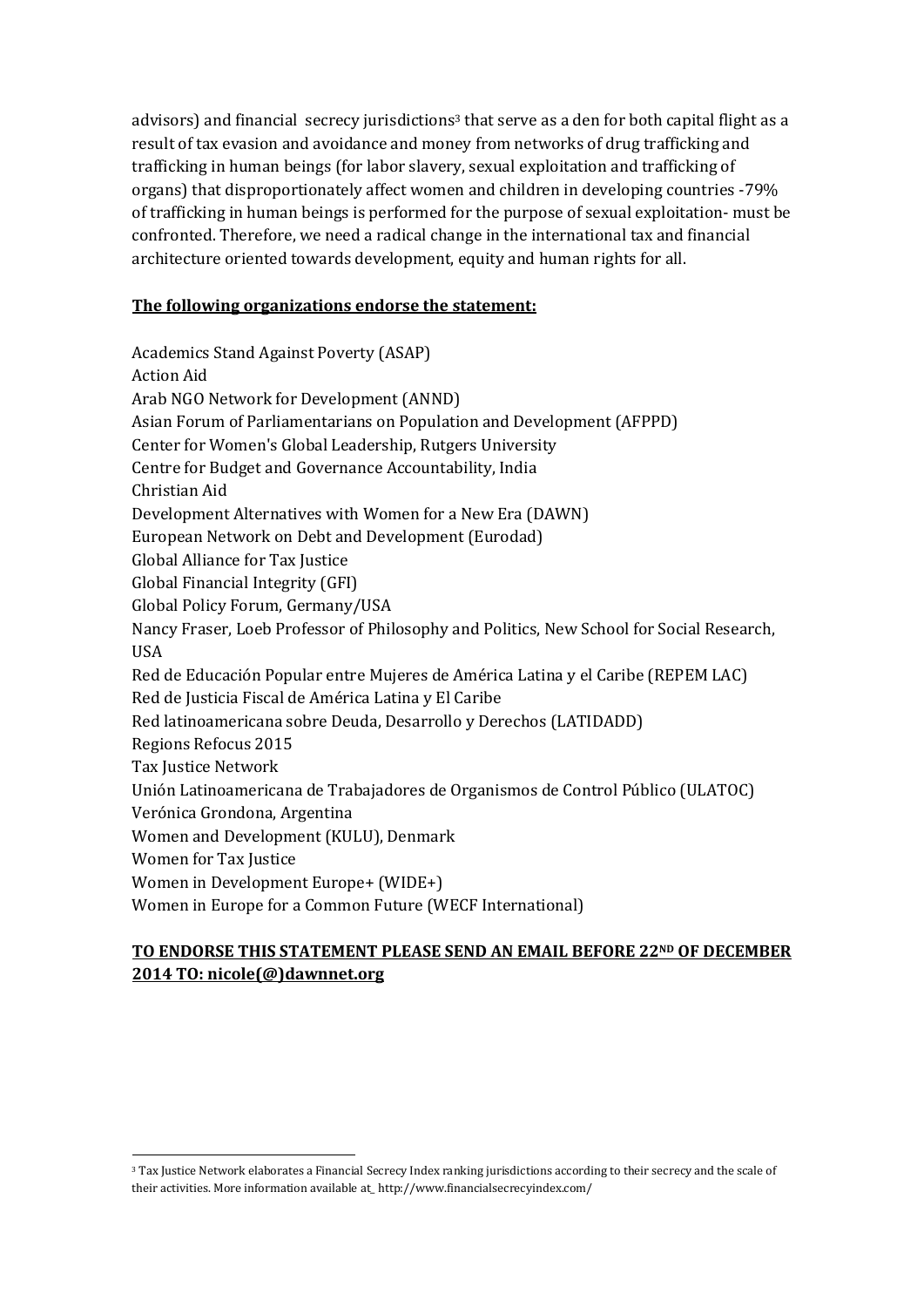advisors) and financial secrecy jurisdictions[3] that serve as a den for both capital flight as a result of tax evasion and avoidance and money from networks of drug trafficking and trafficking in human beings (for labor slavery, sexual exploitation and trafficking of organs) that disproportionately affect women and children in developing countries -79% of trafficking in human beings is performed for the purpose of sexual exploitation- must be confronted. Therefore, we need a radical change in the international tax and financial architecture oriented towards development, equity and human rights for all.

**The following organizations endorse the statement:**

Academics Stand Against Poverty (ASAP)
Action Aid
Arab NGO Network for Development (ANND)
Asian Forum of Parliamentarians on Population and Development (AFPPD)
Center for Women's Global Leadership, Rutgers University
Centre for Budget and Governance Accountability, India
Christian Aid
Development Alternatives with Women for a New Era (DAWN)
European Network on Debt and Development (Eurodad)
Global Alliance for Tax Justice
Global Financial Integrity (GFI)
Global Policy Forum, Germany/USA
Nancy Fraser, Loeb Professor of Philosophy and Politics, New School for Social Research, USA
Red de Educación Popular entre Mujeres de América Latina y el Caribe (REPEM LAC)
Red de Justicia Fiscal de América Latina y El Caribe
Red latinoamericana sobre Deuda, Desarrollo y Derechos (LATIDADD)
Regions Refocus 2015
Tax Justice Network
Unión Latinoamericana de Trabajadores de Organismos de Control Público (ULATOC)
Verónica Grondona, Argentina
Women and Development (KULU), Denmark
Women for Tax Justice
Women in Development Europe+ (WIDE+)
Women in Europe for a Common Future (WECF International)

**TO ENDORSE THIS STATEMENT PLEASE SEND AN EMAIL BEFORE 22ND OF DECEMBER 2014 TO: nicole(@)dawnnet.org**

[3] Tax Justice Network elaborates a Financial Secrecy Index ranking jurisdictions according to their secrecy and the scale of their activities. More information available at_ http://www.financialsecrecyindex.com/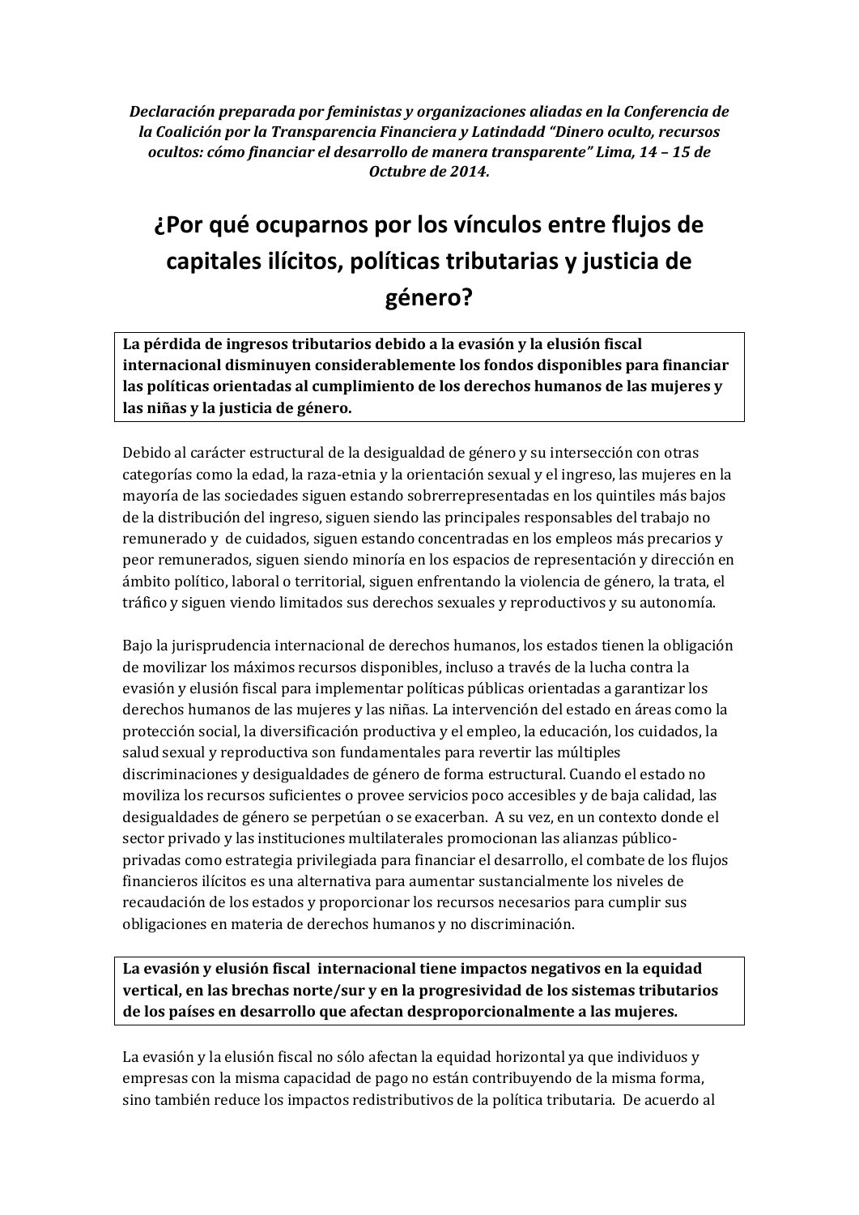*Declaración preparada por feministas y organizaciones aliadas en la Conferencia de la Coalición por la Transparencia Financiera y Latindadd "Dinero oculto, recursos ocultos: cómo financiar el desarrollo de manera transparente" Lima, 14 – 15 de Octubre de 2014.*

# ¿Por qué ocuparnos por los vínculos entre flujos de capitales ilícitos, políticas tributarias y justicia de género?

**La pérdida de ingresos tributarios debido a la evasión y la elusión fiscal internacional disminuyen considerablemente los fondos disponibles para financiar las políticas orientadas al cumplimiento de los derechos humanos de las mujeres y las niñas y la justicia de género.**

Debido al carácter estructural de la desigualdad de género y su intersección con otras categorías como la edad, la raza-etnia y la orientación sexual y el ingreso, las mujeres en la mayoría de las sociedades siguen estando sobrerrepresentadas en los quintiles más bajos de la distribución del ingreso, siguen siendo las principales responsables del trabajo no remunerado y de cuidados, siguen estando concentradas en los empleos más precarios y peor remunerados, siguen siendo minoría en los espacios de representación y dirección en ámbito político, laboral o territorial, siguen enfrentando la violencia de género, la trata, el tráfico y siguen viendo limitados sus derechos sexuales y reproductivos y su autonomía.

Bajo la jurisprudencia internacional de derechos humanos, los estados tienen la obligación de movilizar los máximos recursos disponibles, incluso a través de la lucha contra la evasión y elusión fiscal para implementar políticas públicas orientadas a garantizar los derechos humanos de las mujeres y las niñas. La intervención del estado en áreas como la protección social, la diversificación productiva y el empleo, la educación, los cuidados, la salud sexual y reproductiva son fundamentales para revertir las múltiples discriminaciones y desigualdades de género de forma estructural. Cuando el estado no moviliza los recursos suficientes o provee servicios poco accesibles y de baja calidad, las desigualdades de género se perpetúan o se exacerban. A su vez, en un contexto donde el sector privado y las instituciones multilaterales promocionan las alianzas público-privadas como estrategia privilegiada para financiar el desarrollo, el combate de los flujos financieros ilícitos es una alternativa para aumentar sustancialmente los niveles de recaudación de los estados y proporcionar los recursos necesarios para cumplir sus obligaciones en materia de derechos humanos y no discriminación.

**La evasión y elusión fiscal internacional tiene impactos negativos en la equidad vertical, en las brechas norte/sur y en la progresividad de los sistemas tributarios de los países en desarrollo que afectan desproporcionalmente a las mujeres.**

La evasión y la elusión fiscal no sólo afectan la equidad horizontal ya que individuos y empresas con la misma capacidad de pago no están contribuyendo de la misma forma, sino también reduce los impactos redistributivos de la política tributaria. De acuerdo al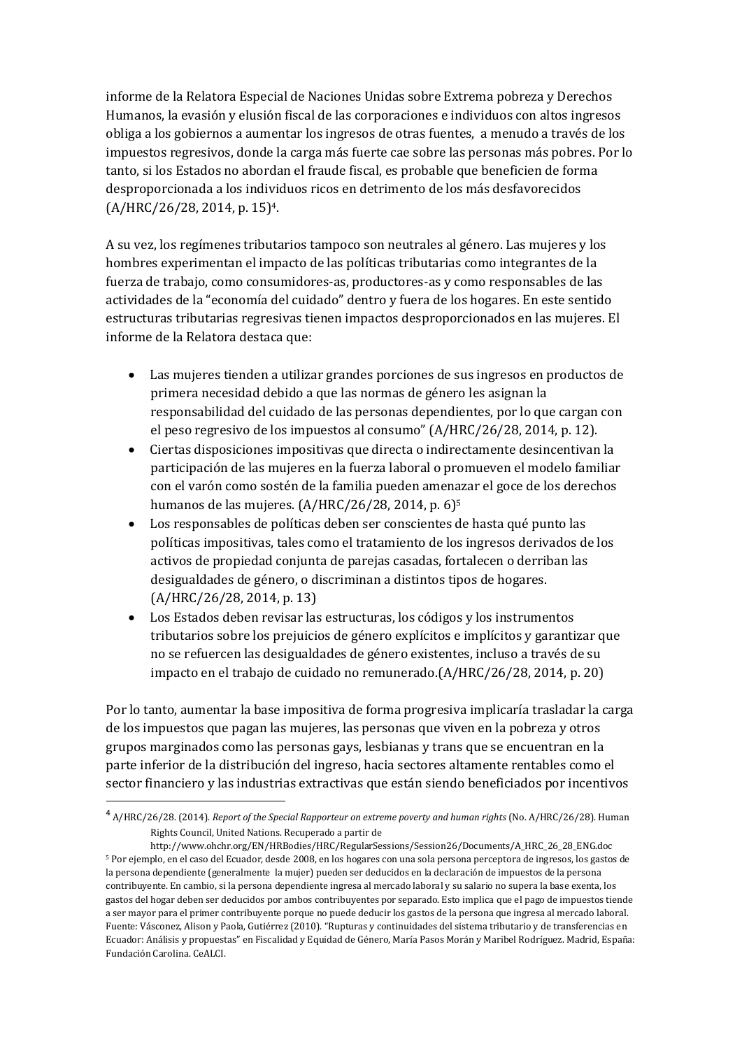informe de la Relatora Especial de Naciones Unidas sobre Extrema pobreza y Derechos Humanos, la evasión y elusión fiscal de las corporaciones e individuos con altos ingresos obliga a los gobiernos a aumentar los ingresos de otras fuentes, a menudo a través de los impuestos regresivos, donde la carga más fuerte cae sobre las personas más pobres. Por lo tanto, si los Estados no abordan el fraude fiscal, es probable que beneficien de forma desproporcionada a los individuos ricos en detrimento de los más desfavorecidos (A/HRC/26/28, 2014, p. 15)[4].

A su vez, los regímenes tributarios tampoco son neutrales al género. Las mujeres y los hombres experimentan el impacto de las políticas tributarias como integrantes de la fuerza de trabajo, como consumidores-as, productores-as y como responsables de las actividades de la "economía del cuidado" dentro y fuera de los hogares. En este sentido estructuras tributarias regresivas tienen impactos desproporcionados en las mujeres. El informe de la Relatora destaca que:

- Las mujeres tienden a utilizar grandes porciones de sus ingresos en productos de primera necesidad debido a que las normas de género les asignan la responsabilidad del cuidado de las personas dependientes, por lo que cargan con el peso regresivo de los impuestos al consumo" (A/HRC/26/28, 2014, p. 12).
- Ciertas disposiciones impositivas que directa o indirectamente desincentivan la participación de las mujeres en la fuerza laboral o promueven el modelo familiar con el varón como sostén de la familia pueden amenazar el goce de los derechos humanos de las mujeres. (A/HRC/26/28, 2014, p. 6)[5]
- Los responsables de políticas deben ser conscientes de hasta qué punto las políticas impositivas, tales como el tratamiento de los ingresos derivados de los activos de propiedad conjunta de parejas casadas, fortalecen o derriban las desigualdades de género, o discriminan a distintos tipos de hogares. (A/HRC/26/28, 2014, p. 13)
- Los Estados deben revisar las estructuras, los códigos y los instrumentos tributarios sobre los prejuicios de género explícitos e implícitos y garantizar que no se refuercen las desigualdades de género existentes, incluso a través de su impacto en el trabajo de cuidado no remunerado.(A/HRC/26/28, 2014, p. 20)

Por lo tanto, aumentar la base impositiva de forma progresiva implicaría trasladar la carga de los impuestos que pagan las mujeres, las personas que viven en la pobreza y otros grupos marginados como las personas gays, lesbianas y trans que se encuentran en la parte inferior de la distribución del ingreso, hacia sectores altamente rentables como el sector financiero y las industrias extractivas que están siendo beneficiados por incentivos

---

[4] A/HRC/26/28. (2014). *Report of the Special Rapporteur on extreme poverty and human rights* (No. A/HRC/26/28). Human Rights Council, United Nations. Recuperado a partir de http://www.ohchr.org/EN/HRBodies/HRC/RegularSessions/Session26/Documents/A_HRC_26_28_ENG.doc

[5] Por ejemplo, en el caso del Ecuador, desde 2008, en los hogares con una sola persona perceptora de ingresos, los gastos de la persona dependiente (generalmente la mujer) pueden ser deducidos en la declaración de impuestos de la persona contribuyente. En cambio, si la persona dependiente ingresa al mercado laboral y su salario no supera la base exenta, los gastos del hogar deben ser deducidos por ambos contribuyentes por separado. Esto implica que el pago de impuestos tiende a ser mayor para el primer contribuyente porque no puede deducir los gastos de la persona que ingresa al mercado laboral. Fuente: Vásconez, Alison y Paola, Gutiérrez (2010). "Rupturas y continuidades del sistema tributario y de transferencias en Ecuador: Análisis y propuestas" en Fiscalidad y Equidad de Género, María Pasos Morán y Maribel Rodríguez. Madrid, España: Fundación Carolina. CeALCI.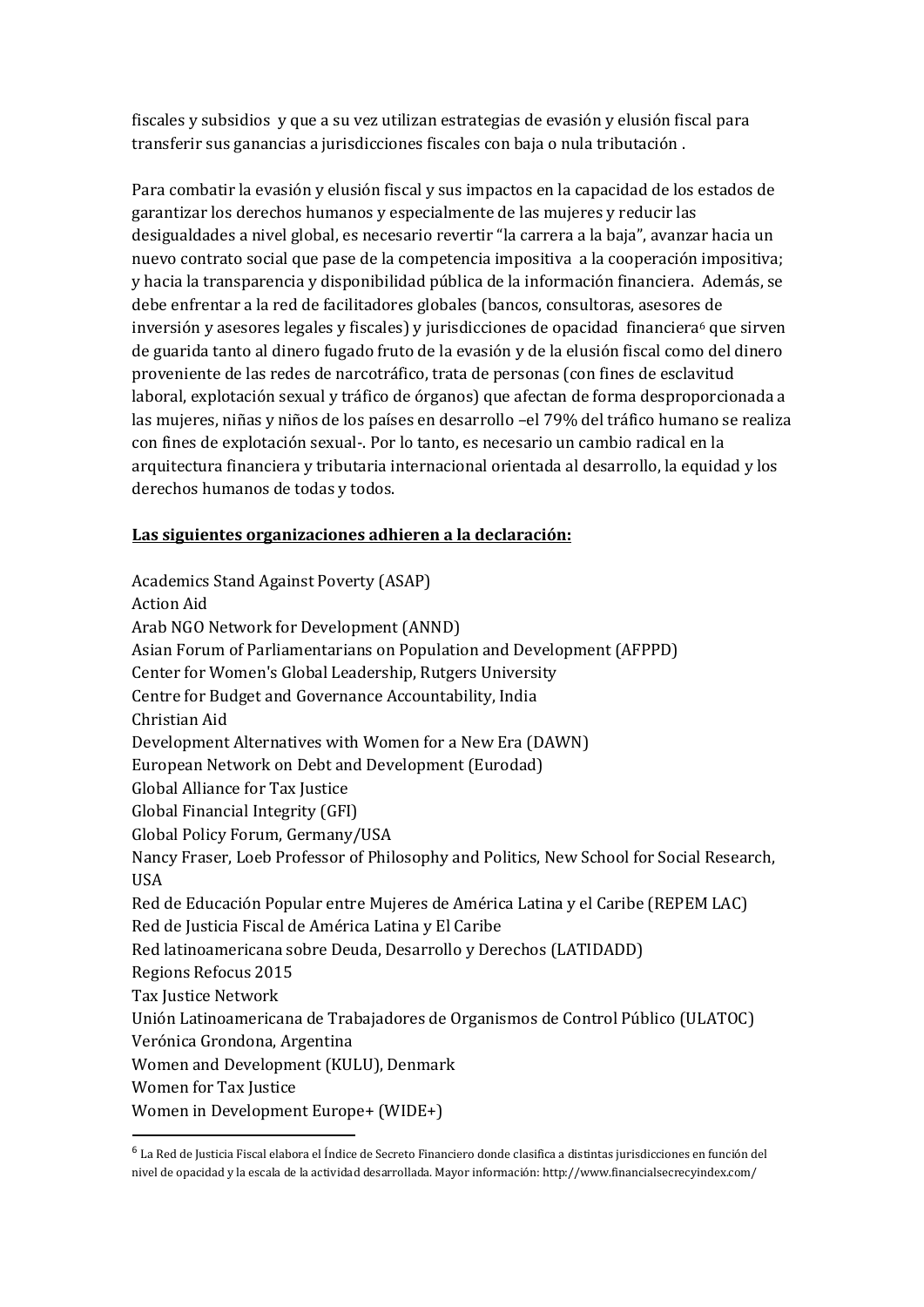fiscales y subsidios y que a su vez utilizan estrategias de evasión y elusión fiscal para transferir sus ganancias a jurisdicciones fiscales con baja o nula tributación .

Para combatir la evasión y elusión fiscal y sus impactos en la capacidad de los estados de garantizar los derechos humanos y especialmente de las mujeres y reducir las desigualdades a nivel global, es necesario revertir "la carrera a la baja", avanzar hacia un nuevo contrato social que pase de la competencia impositiva a la cooperación impositiva; y hacia la transparencia y disponibilidad pública de la información financiera. Además, se debe enfrentar a la red de facilitadores globales (bancos, consultoras, asesores de inversión y asesores legales y fiscales) y jurisdicciones de opacidad financiera[6] que sirven de guarida tanto al dinero fugado fruto de la evasión y de la elusión fiscal como del dinero proveniente de las redes de narcotráfico, trata de personas (con fines de esclavitud laboral, explotación sexual y tráfico de órganos) que afectan de forma desproporcionada a las mujeres, niñas y niños de los países en desarrollo –el 79% del tráfico humano se realiza con fines de explotación sexual-. Por lo tanto, es necesario un cambio radical en la arquitectura financiera y tributaria internacional orientada al desarrollo, la equidad y los derechos humanos de todas y todos.

**Las siguientes organizaciones adhieren a la declaración:**

Academics Stand Against Poverty (ASAP)
Action Aid
Arab NGO Network for Development (ANND)
Asian Forum of Parliamentarians on Population and Development (AFPPD)
Center for Women's Global Leadership, Rutgers University
Centre for Budget and Governance Accountability, India
Christian Aid
Development Alternatives with Women for a New Era (DAWN)
European Network on Debt and Development (Eurodad)
Global Alliance for Tax Justice
Global Financial Integrity (GFI)
Global Policy Forum, Germany/USA
Nancy Fraser, Loeb Professor of Philosophy and Politics, New School for Social Research, USA
Red de Educación Popular entre Mujeres de América Latina y el Caribe (REPEM LAC)
Red de Justicia Fiscal de América Latina y El Caribe
Red latinoamericana sobre Deuda, Desarrollo y Derechos (LATIDADD)
Regions Refocus 2015
Tax Justice Network
Unión Latinoamericana de Trabajadores de Organismos de Control Público (ULATOC)
Verónica Grondona, Argentina
Women and Development (KULU), Denmark
Women for Tax Justice
Women in Development Europe+ (WIDE+)

---

[6] La Red de Justicia Fiscal elabora el Índice de Secreto Financiero donde clasifica a distintas jurisdicciones en función del nivel de opacidad y la escala de la actividad desarrollada. Mayor información: http://www.financialsecrecyindex.com/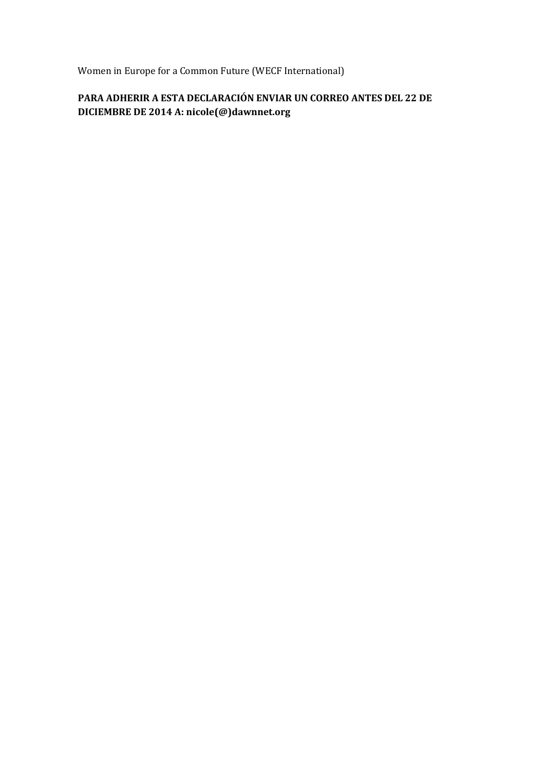Women in Europe for a Common Future (WECF International)

**PARA ADHERIR A ESTA DECLARACIÓN ENVIAR UN CORREO ANTES DEL 22 DE DICIEMBRE DE 2014 A: nicole(@)dawnnet.org**